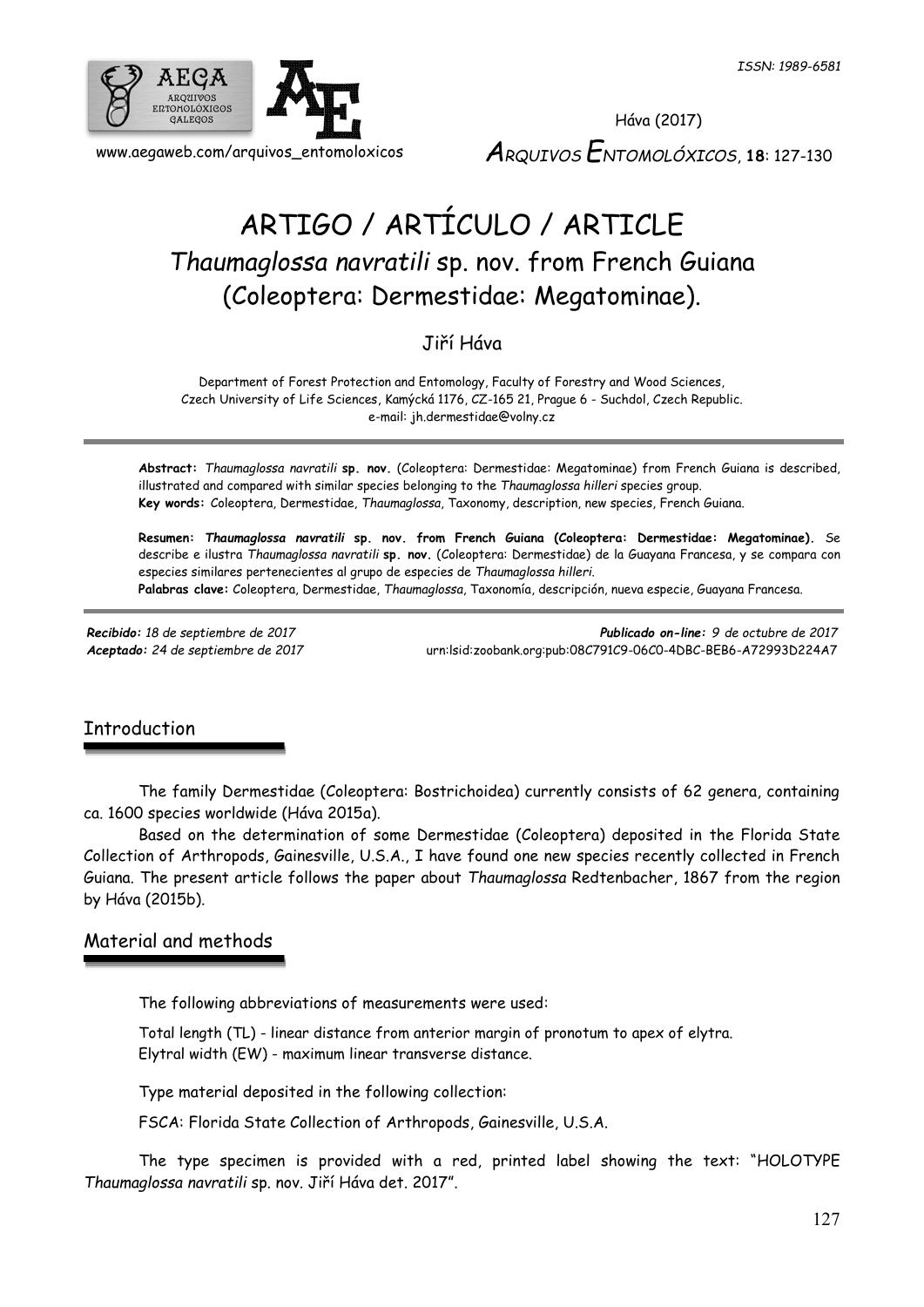ISSN: 1989-6581

Háva (2017)

*ARQUIVOS ENTOMOLÓXICOS*, **18**: 127-130

www.aegaweb.com/arquivos_entomoloxicos

# ARTIGO / ARTÍCULO / ARTICLE

## *Thaumaglossa navratili* sp. nov. from French Guiana (Coleoptera: Dermestidae: Megatominae).

Jiří Háva

Department of Forest Protection and Entomology, Faculty of Forestry and Wood Sciences, Czech University of Life Sciences, Kamýcká 1176, CZ-165 21, Prague 6 - Suchdol, Czech Republic.
e-mail: jh.dermestidae@volny.cz

---

**Abstract:** *Thaumaglossa navratili* **sp. nov.** (Coleoptera: Dermestidae: Megatominae) from French Guiana is described, illustrated and compared with similar species belonging to the *Thaumaglossa hilleri* species group.
**Key words:** Coleoptera, Dermestidae, *Thaumaglossa*, Taxonomy, description, new species, French Guiana.

**Resumen:** ***Thaumaglossa navratili* sp. nov. from French Guiana (Coleoptera: Dermestidae: Megatominae).** Se describe e ilustra *Thaumaglossa navratili* **sp. nov.** (Coleoptera: Dermestidae) de la Guayana Francesa, y se compara con especies similares pertenecientes al grupo de especies de *Thaumaglossa hilleri*.
**Palabras clave:** Coleoptera, Dermestidae, *Thaumaglossa*, Taxonomía, descripción, nueva especie, Guayana Francesa.

---

*Recibido: 18 de septiembre de 2017*
*Aceptado: 24 de septiembre de 2017*

*Publicado on-line: 9 de octubre de 2017*
urn:lsid:zoobank.org:pub:08C791C9-06C0-4DBC-BEB6-A72993D224A7

## Introduction

The family Dermestidae (Coleoptera: Bostrichoidea) currently consists of 62 genera, containing ca. 1600 species worldwide (Háva 2015a).

Based on the determination of some Dermestidae (Coleoptera) deposited in the Florida State Collection of Arthropods, Gainesville, U.S.A., I have found one new species recently collected in French Guiana. The present article follows the paper about *Thaumaglossa* Redtenbacher, 1867 from the region by Háva (2015b).

## Material and methods

The following abbreviations of measurements were used:

Total length (TL) - linear distance from anterior margin of pronotum to apex of elytra.
Elytral width (EW) - maximum linear transverse distance.

Type material deposited in the following collection:

FSCA: Florida State Collection of Arthropods, Gainesville, U.S.A.

The type specimen is provided with a red, printed label showing the text: "HOLOTYPE *Thaumaglossa navratili* sp. nov. Jiří Háva det. 2017".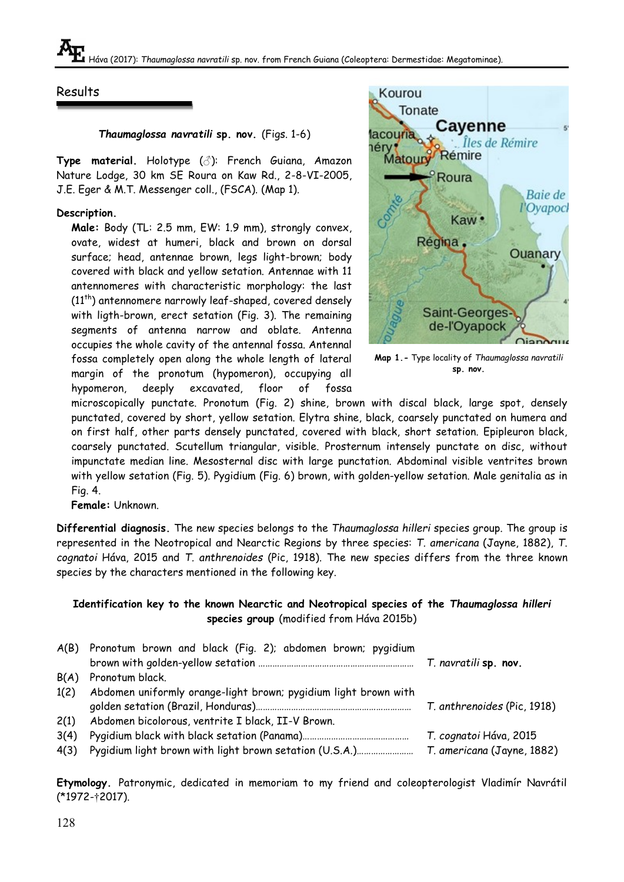## Results

***Thaumaglossa navratili* sp. nov.** (Figs. 1-6)

**Type material.** Holotype (♂): French Guiana, Amazon Nature Lodge, 30 km SE Roura on Kaw Rd., 2-8-VI-2005, J.E. Eger & M.T. Messenger coll., (FSCA). (Map 1).

**Description.**

**Male:** Body (TL: 2.5 mm, EW: 1.9 mm), strongly convex, ovate, widest at humeri, black and brown on dorsal surface; head, antennae brown, legs light-brown; body covered with black and yellow setation. Antennae with 11 antennomeres with characteristic morphology: the last ($11^{th}$) antennomere narrowly leaf-shaped, covered densely with ligth-brown, erect setation (Fig. 3). The remaining segments of antenna narrow and oblate. Antenna occupies the whole cavity of the antennal fossa. Antennal fossa completely open along the whole length of lateral margin of the pronotum (hypomeron), occupying all hypomeron, deeply excavated, floor of fossa microscopically punctate. Pronotum (Fig. 2) shine, brown with discal black, large spot, densely punctated, covered by short, yellow setation. Elytra shine, black, coarsely punctated on humera and on first half, other parts densely punctated, covered with black, short setation. Epipleuron black, coarsely punctated. Scutellum triangular, visible. Prosternum intensely punctate on disc, without impunctate median line. Mesosternal disc with large punctation. Abdominal visible ventrites brown with yellow setation (Fig. 5). Pygidium (Fig. 6) brown, with golden-yellow setation. Male genitalia as in Fig. 4.

**Female:** Unknown.

**Map 1.-** Type locality of *Thaumaglossa navratili* **sp. nov.**

**Differential diagnosis.** The new species belongs to the *Thaumaglossa hilleri* species group. The group is represented in the Neotropical and Nearctic Regions by three species: *T. americana* (Jayne, 1882), *T. cognatoi* Háva, 2015 and *T. anthrenoides* (Pic, 1918). The new species differs from the three known species by the characters mentioned in the following key.

**Identification key to the known Nearctic and Neotropical species of the *Thaumaglossa hilleri* species group** (modified from Háva 2015b)

| | | |
|---|---|---|
| A(B) | Pronotum brown and black (Fig. 2); abdomen brown; pygidium brown with golden-yellow setation ........................................ | *T. navratili* **sp. nov.** |
| B(A) | Pronotum black. | |
| 1(2) | Abdomen uniformly orange-light brown; pygidium light brown with golden setation (Brazil, Honduras)........................................ | *T. anthrenoides* (Pic, 1918) |
| 2(1) | Abdomen bicolorous, ventrite I black, II-V Brown. | |
| 3(4) | Pygidium black with black setation (Panama).................................. | *T. cognatoi* Háva, 2015 |
| 4(3) | Pygidium light brown with light brown setation (U.S.A.)..................... | *T. americana* (Jayne, 1882) |

**Etymology.** Patronymic, dedicated in memoriam to my friend and coleopterologist Vladimír Navrátil (*1972-†2017).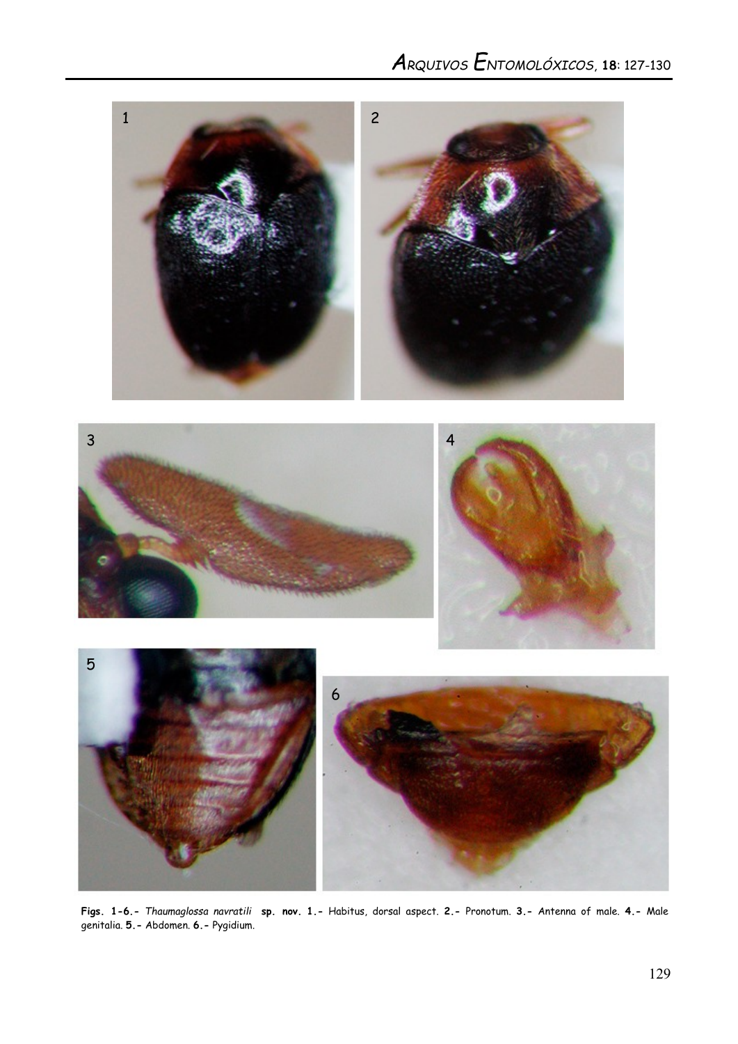**Figs. 1-6.-** *Thaumaglossa navratili* **sp. nov. 1.-** Habitus, dorsal aspect. **2.-** Pronotum. **3.-** Antenna of male. **4.-** Male genitalia. **5.-** Abdomen. **6.-** Pygidium.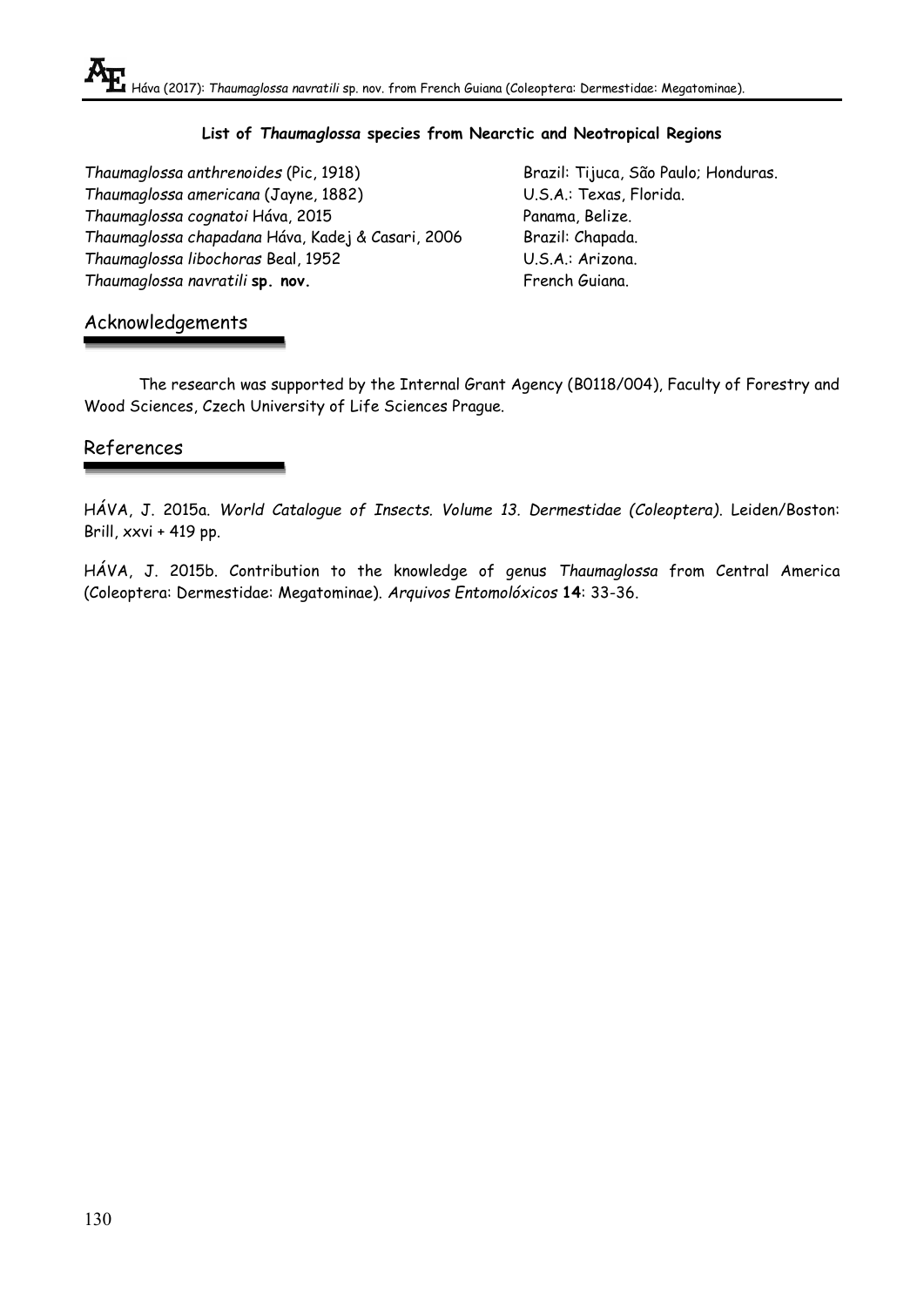**List of *Thaumaglossa* species from Nearctic and Neotropical Regions**

| | |
|---|---|
| *Thaumaglossa anthrenoides* (Pic, 1918) | Brazil: Tijuca, São Paulo; Honduras. |
| *Thaumaglossa americana* (Jayne, 1882) | U.S.A.: Texas, Florida. |
| *Thaumaglossa cognatoi* Háva, 2015 | Panama, Belize. |
| *Thaumaglossa chapadana* Háva, Kadej & Casari, 2006 | Brazil: Chapada. |
| *Thaumaglossa libochoras* Beal, 1952 | U.S.A.: Arizona. |
| *Thaumaglossa navratili* **sp. nov.** | French Guiana. |

## Acknowledgements

The research was supported by the Internal Grant Agency (B0118/004), Faculty of Forestry and Wood Sciences, Czech University of Life Sciences Prague.

## References

HÁVA, J. 2015a. *World Catalogue of Insects. Volume 13. Dermestidae (Coleoptera)*. Leiden/Boston: Brill, xxvi + 419 pp.

HÁVA, J. 2015b. Contribution to the knowledge of genus *Thaumaglossa* from Central America (Coleoptera: Dermestidae: Megatominae). *Arquivos Entomolóxicos* **14**: 33-36.